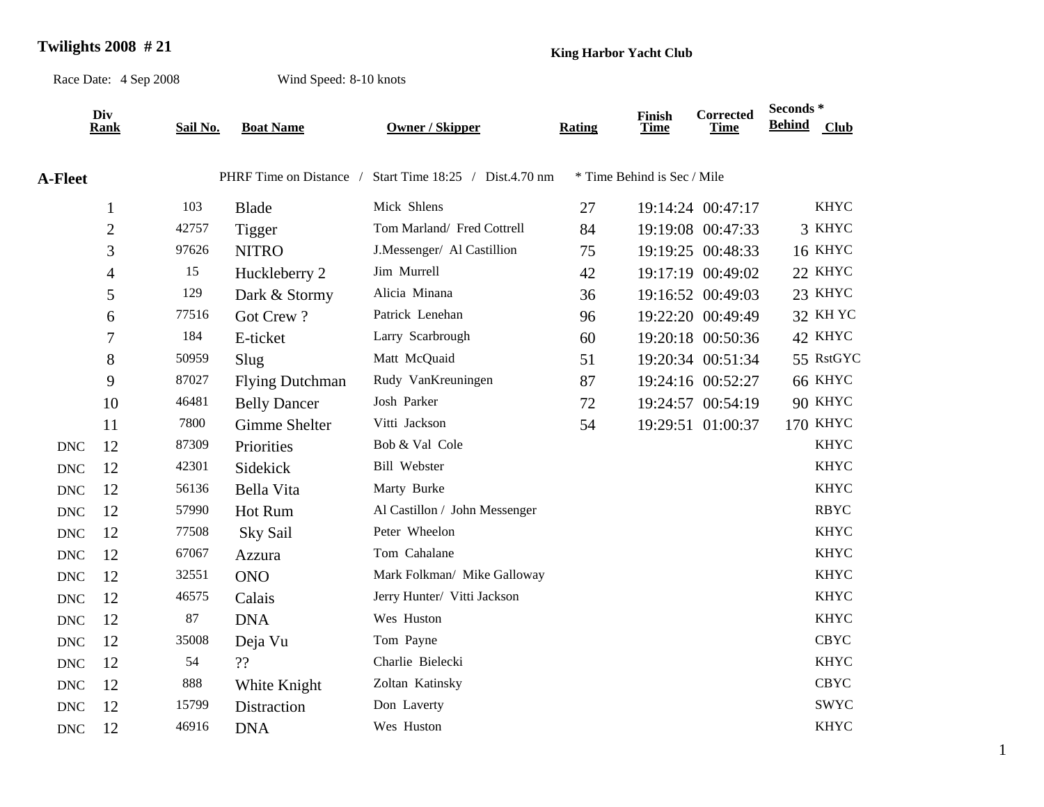**Twilights 2008 # 21**

**King Harbor Yacht Club**

Race Date: 4 Sep 2008 Wind Speed: 8-10 knots

| | Div Rank | Sail No. | Boat Name | Owner / Skipper | Rating | Finish Time | Corrected Time | Seconds * Behind | Club |
|---|---|---|---|---|---|---|---|---|---|
| **A-Fleet** | | PHRF Time on Distance / Start Time 18:25 / Dist.4.70 nm | | | * Time Behind is Sec / Mile | | | | |
| | 1 | 103 | Blade | Mick Shlens | 27 | 19:14:24 | 00:47:17 | | KHYC |
| | 2 | 42757 | Tigger | Tom Marland/ Fred Cottrell | 84 | 19:19:08 | 00:47:33 | 3 | KHYC |
| | 3 | 97626 | NITRO | J.Messenger/ Al Castillion | 75 | 19:19:25 | 00:48:33 | 16 | KHYC |
| | 4 | 15 | Huckleberry 2 | Jim Murrell | 42 | 19:17:19 | 00:49:02 | 22 | KHYC |
| | 5 | 129 | Dark & Stormy | Alicia Minana | 36 | 19:16:52 | 00:49:03 | 23 | KHYC |
| | 6 | 77516 | Got Crew ? | Patrick Lenehan | 96 | 19:22:20 | 00:49:49 | 32 | KH YC |
| | 7 | 184 | E-ticket | Larry Scarbrough | 60 | 19:20:18 | 00:50:36 | 42 | KHYC |
| | 8 | 50959 | Slug | Matt McQuaid | 51 | 19:20:34 | 00:51:34 | 55 | RstGYC |
| | 9 | 87027 | Flying Dutchman | Rudy VanKreuningen | 87 | 19:24:16 | 00:52:27 | 66 | KHYC |
| | 10 | 46481 | Belly Dancer | Josh Parker | 72 | 19:24:57 | 00:54:19 | 90 | KHYC |
| | 11 | 7800 | Gimme Shelter | Vitti Jackson | 54 | 19:29:51 | 01:00:37 | 170 | KHYC |
| DNC | 12 | 87309 | Priorities | Bob & Val Cole | | | | | KHYC |
| DNC | 12 | 42301 | Sidekick | Bill Webster | | | | | KHYC |
| DNC | 12 | 56136 | Bella Vita | Marty Burke | | | | | KHYC |
| DNC | 12 | 57990 | Hot Rum | Al Castillon / John Messenger | | | | | RBYC |
| DNC | 12 | 77508 | Sky Sail | Peter Wheelon | | | | | KHYC |
| DNC | 12 | 67067 | Azzura | Tom Cahalane | | | | | KHYC |
| DNC | 12 | 32551 | ONO | Mark Folkman/ Mike Galloway | | | | | KHYC |
| DNC | 12 | 46575 | Calais | Jerry Hunter/ Vitti Jackson | | | | | KHYC |
| DNC | 12 | 87 | DNA | Wes Huston | | | | | KHYC |
| DNC | 12 | 35008 | Deja Vu | Tom Payne | | | | | CBYC |
| DNC | 12 | 54 | ?? | Charlie Bielecki | | | | | KHYC |
| DNC | 12 | 888 | White Knight | Zoltan Katinsky | | | | | CBYC |
| DNC | 12 | 15799 | Distraction | Don Laverty | | | | | SWYC |
| DNC | 12 | 46916 | DNA | Wes Huston | | | | | KHYC |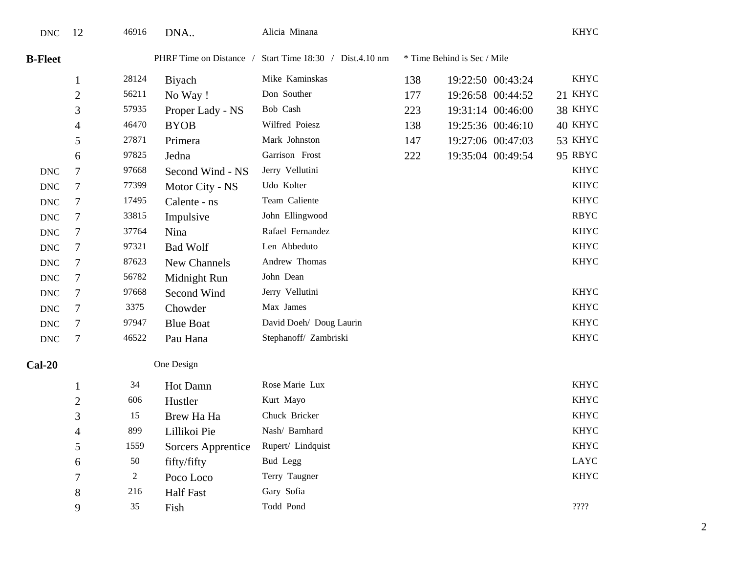| | Place | Sail # | Boat | Skipper | Rating | Finish | Corrected | Behind | Club |
|---|---|---|---|---|---|---|---|---|---|
| DNC | 12 | 46916 | DNA.. | Alicia Minana | | | | | KHYC |

**B-Fleet** PHRF Time on Distance / Start Time 18:30 / Dist.4.10 nm * Time Behind is Sec / Mile

| | Place | Sail # | Boat | Skipper | Rating | Finish | Corrected | Behind | Club |
|---|---|---|---|---|---|---|---|---|---|
| | 1 | 28124 | Biyach | Mike Kaminskas | 138 | 19:22:50 | 00:43:24 | | KHYC |
| | 2 | 56211 | No Way ! | Don Souther | 177 | 19:26:58 | 00:44:52 | 21 | KHYC |
| | 3 | 57935 | Proper Lady - NS | Bob Cash | 223 | 19:31:14 | 00:46:00 | 38 | KHYC |
| | 4 | 46470 | BYOB | Wilfred Poiesz | 138 | 19:25:36 | 00:46:10 | 40 | KHYC |
| | 5 | 27871 | Primera | Mark Johnston | 147 | 19:27:06 | 00:47:03 | 53 | KHYC |
| | 6 | 97825 | Jedna | Garrison Frost | 222 | 19:35:04 | 00:49:54 | 95 | RBYC |
| DNC | 7 | 97668 | Second Wind - NS | Jerry Vellutini | | | | | KHYC |
| DNC | 7 | 77399 | Motor City - NS | Udo Kolter | | | | | KHYC |
| DNC | 7 | 17495 | Calente - ns | Team Caliente | | | | | KHYC |
| DNC | 7 | 33815 | Impulsive | John Ellingwood | | | | | RBYC |
| DNC | 7 | 37764 | Nina | Rafael Fernandez | | | | | KHYC |
| DNC | 7 | 97321 | Bad Wolf | Len Abbeduto | | | | | KHYC |
| DNC | 7 | 87623 | New Channels | Andrew Thomas | | | | | KHYC |
| DNC | 7 | 56782 | Midnight Run | John Dean | | | | | |
| DNC | 7 | 97668 | Second Wind | Jerry Vellutini | | | | | KHYC |
| DNC | 7 | 3375 | Chowder | Max James | | | | | KHYC |
| DNC | 7 | 97947 | Blue Boat | David Doeh/ Doug Laurin | | | | | KHYC |
| DNC | 7 | 46522 | Pau Hana | Stephanoff/ Zambriski | | | | | KHYC |

**Cal-20** One Design

| Place | Sail # | Boat | Skipper | Club |
|---|---|---|---|---|
| 1 | 34 | Hot Damn | Rose Marie Lux | KHYC |
| 2 | 606 | Hustler | Kurt Mayo | KHYC |
| 3 | 15 | Brew Ha Ha | Chuck Bricker | KHYC |
| 4 | 899 | Lillikoi Pie | Nash/ Barnhard | KHYC |
| 5 | 1559 | Sorcers Apprentice | Rupert/ Lindquist | KHYC |
| 6 | 50 | fifty/fifty | Bud Legg | LAYC |
| 7 | 2 | Poco Loco | Terry Taugner | KHYC |
| 8 | 216 | Half Fast | Gary Sofia | |
| 9 | 35 | Fish | Todd Pond | ???? |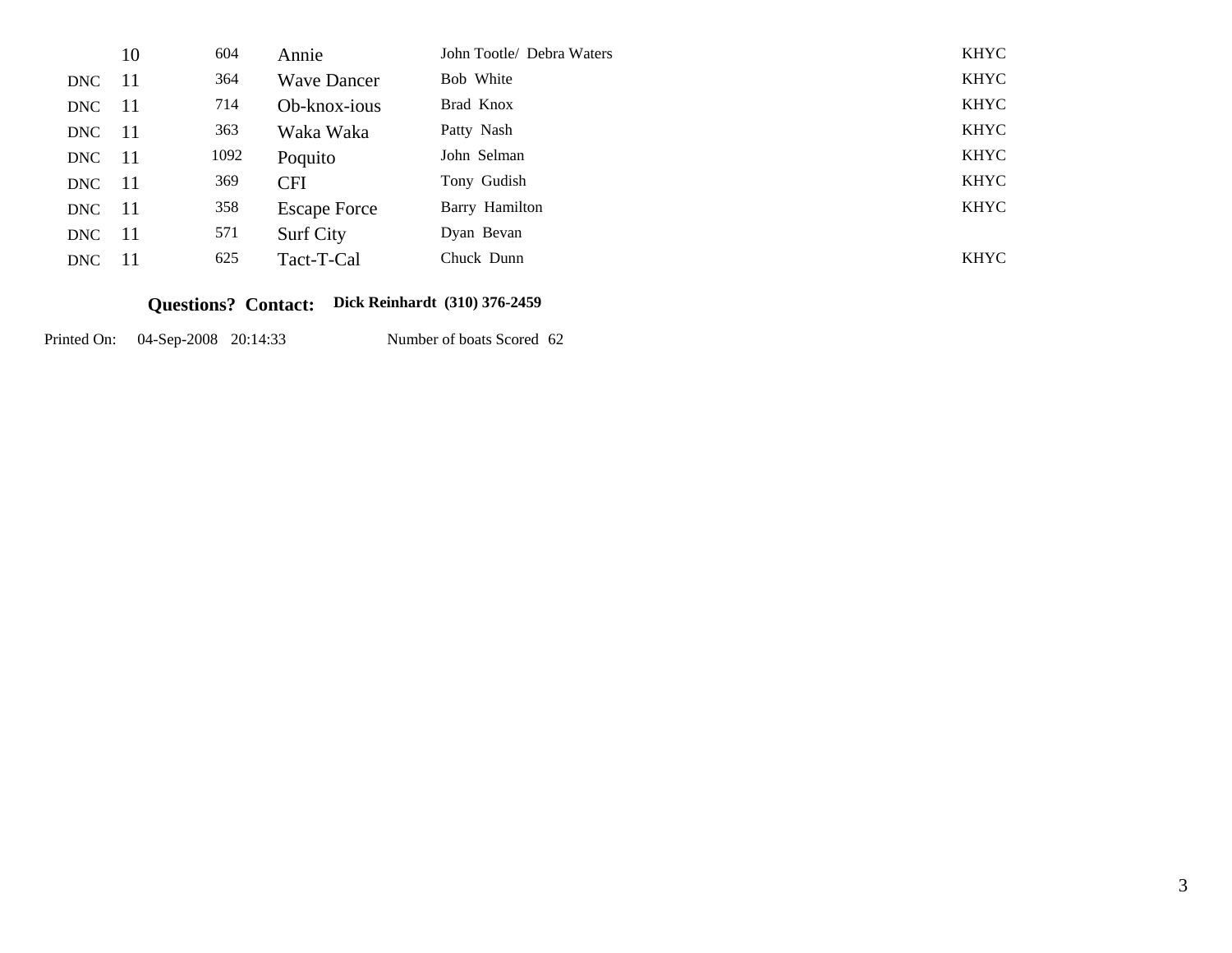| | | | | | |
|---|---|---|---|---|---|
| | 10 | 604 | Annie | John Tootle/ Debra Waters | KHYC |
| DNC | 11 | 364 | Wave Dancer | Bob White | KHYC |
| DNC | 11 | 714 | Ob-knox-ious | Brad Knox | KHYC |
| DNC | 11 | 363 | Waka Waka | Patty Nash | KHYC |
| DNC | 11 | 1092 | Poquito | John Selman | KHYC |
| DNC | 11 | 369 | CFI | Tony Gudish | KHYC |
| DNC | 11 | 358 | Escape Force | Barry Hamilton | KHYC |
| DNC | 11 | 571 | Surf City | Dyan Bevan | |
| DNC | 11 | 625 | Tact-T-Cal | Chuck Dunn | KHYC |

**Questions? Contact:** **Dick Reinhardt (310) 376-2459**

Printed On: 04-Sep-2008 20:14:33 Number of boats Scored 62